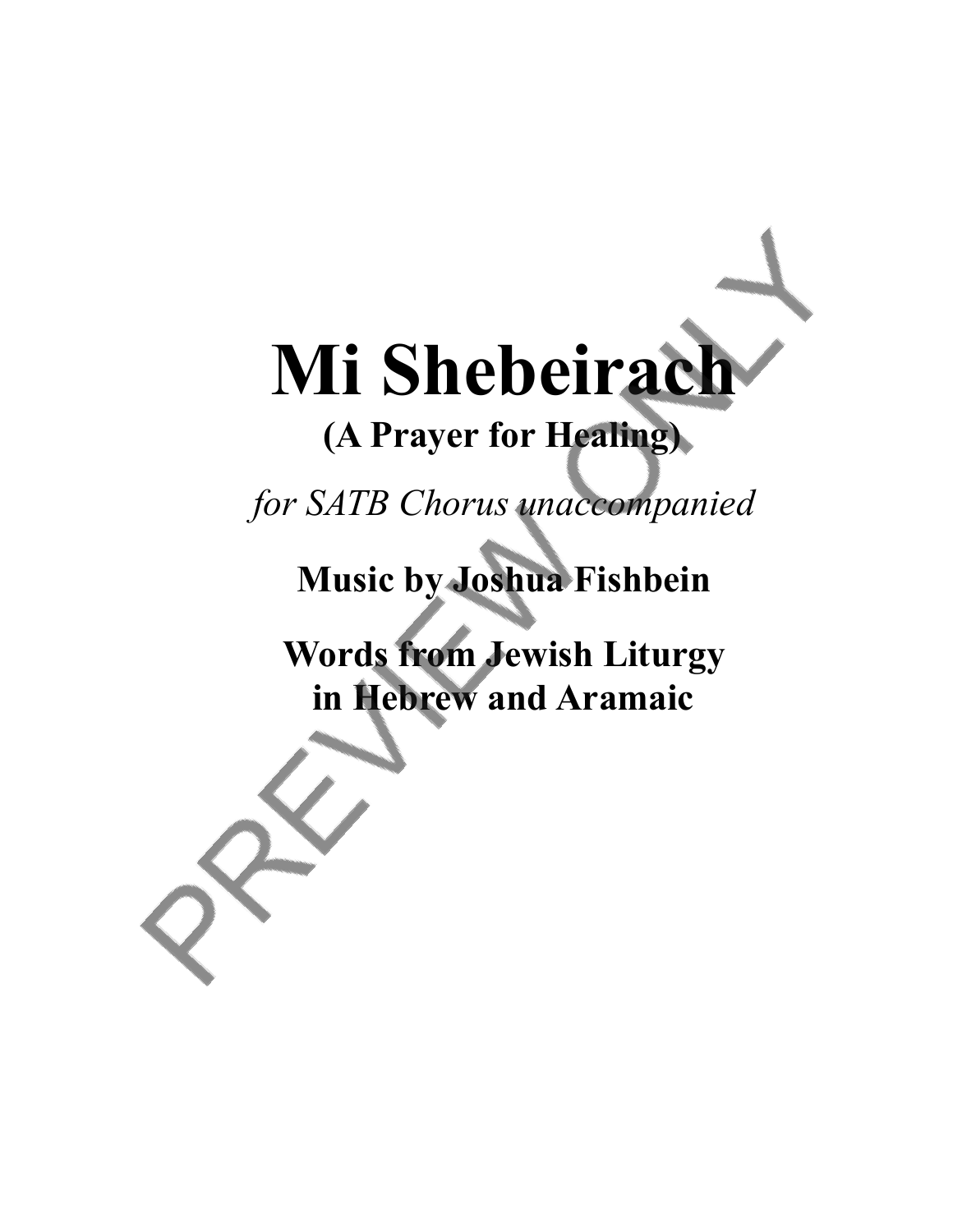# Mi Shebeirach

## (A Prayer for Healing)

*for SATB Chorus unaccompanied*

**Music by Joshua Fishbein**

**Words from Jewish Liturgy**
**in Hebrew and Aramaic**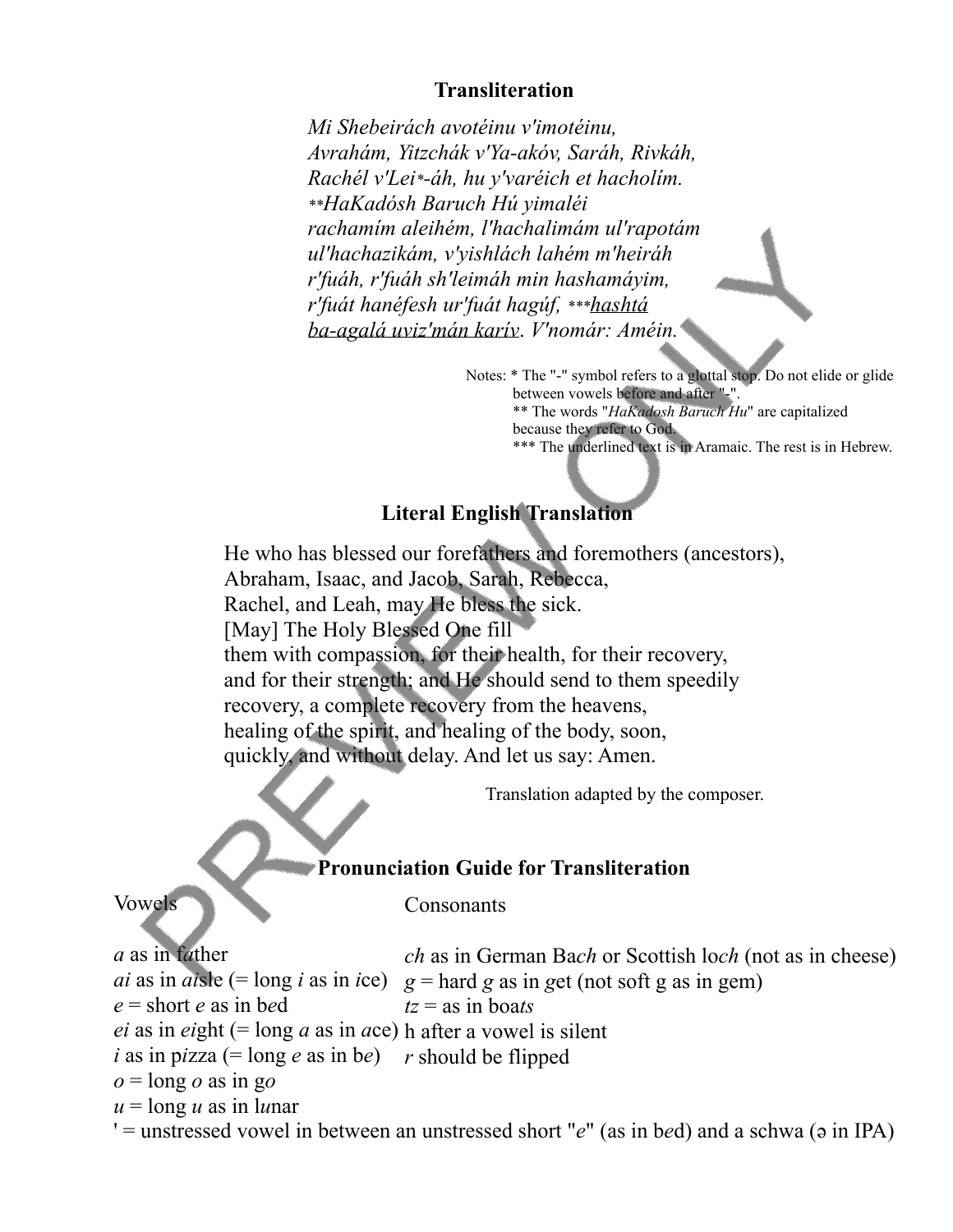## Transliteration

*Mi Shebeirách avotéinu v'imotéinu,*
*Avrahám, Yitzchák v'Ya-akóv, Sarāh, Rivkáh,*
*Rachél v'Lei*-áh, hu y'varéich et hacholím.*
***HaKadósh Baruch Hú yimaléi*
*rachamím aleihém, l'hachalimám ul'rapotám*
*ul'hachazikám, v'yishlách lahém m'heiráh*
*r'fuáh, r'fuáh sh'leimáh min hashamáyim,*
*r'fuát hanéfesh ur'fuát hagúf,* ***<u>*hashtá ba-agalá uviz'mán karív*</u>. *V'nomár: Améin.*

Notes: * The "-" symbol refers to a glottal stop. Do not elide or glide between vowels before and after "-".
** The words "*HaKadosh Baruch Hu*" are capitalized because they refer to God.
*** The underlined text is in Aramaic. The rest is in Hebrew.

## Literal English Translation

He who has blessed our forefathers and foremothers (ancestors),
Abraham, Isaac, and Jacob, Sarah, Rebecca,
Rachel, and Leah, may He bless the sick.
[May] The Holy Blessed One fill
them with compassion, for their health, for their recovery,
and for their strength; and He should send to them speedily
recovery, a complete recovery from the heavens,
healing of the spirit, and healing of the body, soon,
quickly, and without delay. And let us say: Amen.

Translation adapted by the composer.

## Pronunciation Guide for Transliteration

| Vowels | Consonants |
|---|---|
| *a* as in f*a*ther | *ch* as in German Ba*ch* or Scottish lo*ch* (not as in cheese) |
| *ai* as in *ai*sle (= long *i* as in *i*ce) | *g* = hard *g* as in *g*et (not soft g as in gem) |
| *e* = short *e* as in b*e*d | *tz* = as in boa*ts* |
| *ei* as in *ei*ght (= long *a* as in *a*ce) | h after a vowel is silent |
| *i* as in p*i*zza (= long *e* as in b*e*) | *r* should be flipped |
| *o* = long *o* as in g*o* | |
| *u* = long *u* as in l*u*nar | |

' = unstressed vowel in between an unstressed short "*e*" (as in b*e*d) and a schwa (ə in IPA)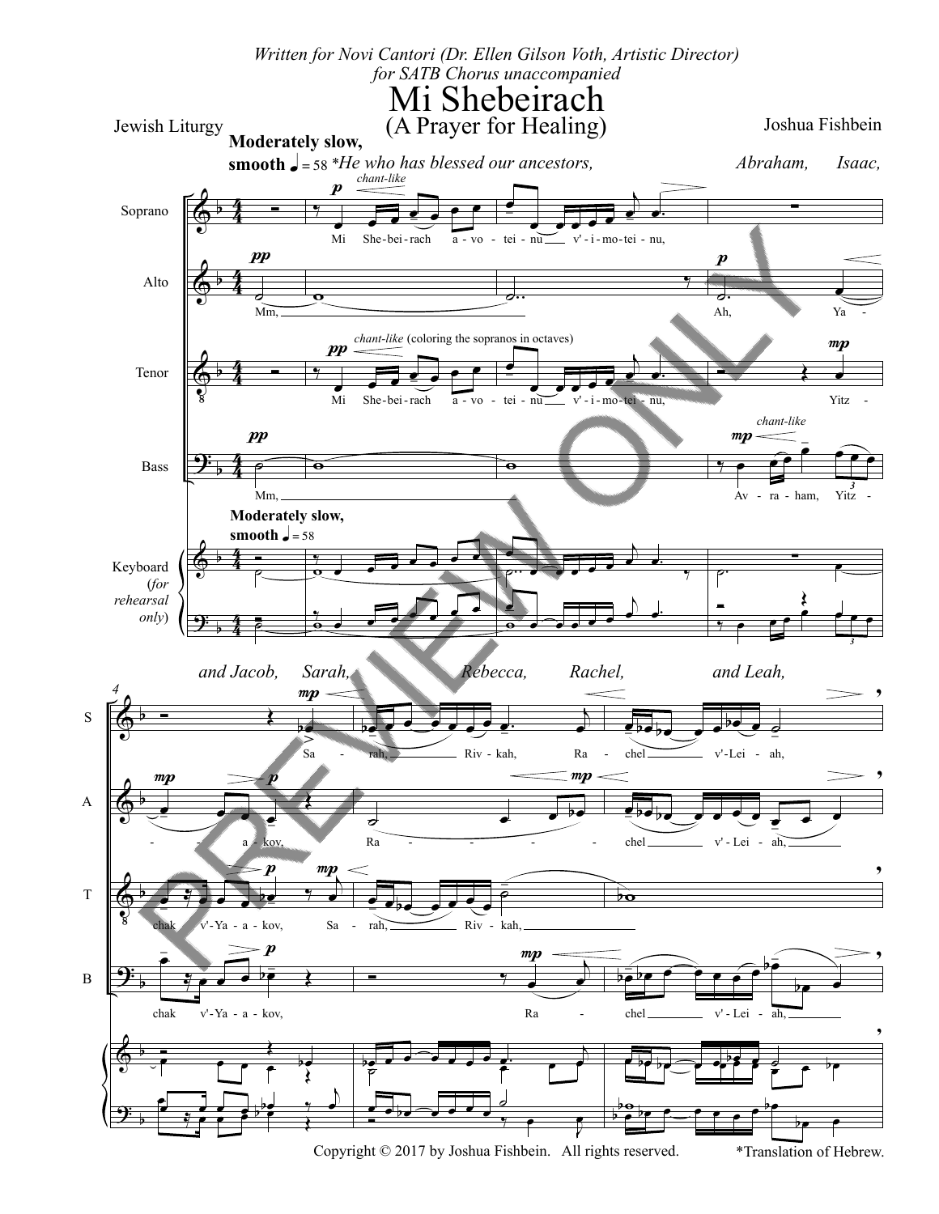*Written for Novi Cantori (Dr. Ellen Gilson Voth, Artistic Director)*
*for SATB Chorus unaccompanied*

# Mi Shebeirach
## (A Prayer for Healing)

Jewish Liturgy

Joshua Fishbein

Copyright © 2017 by Joshua Fishbein. All rights reserved.

*Translation of Hebrew.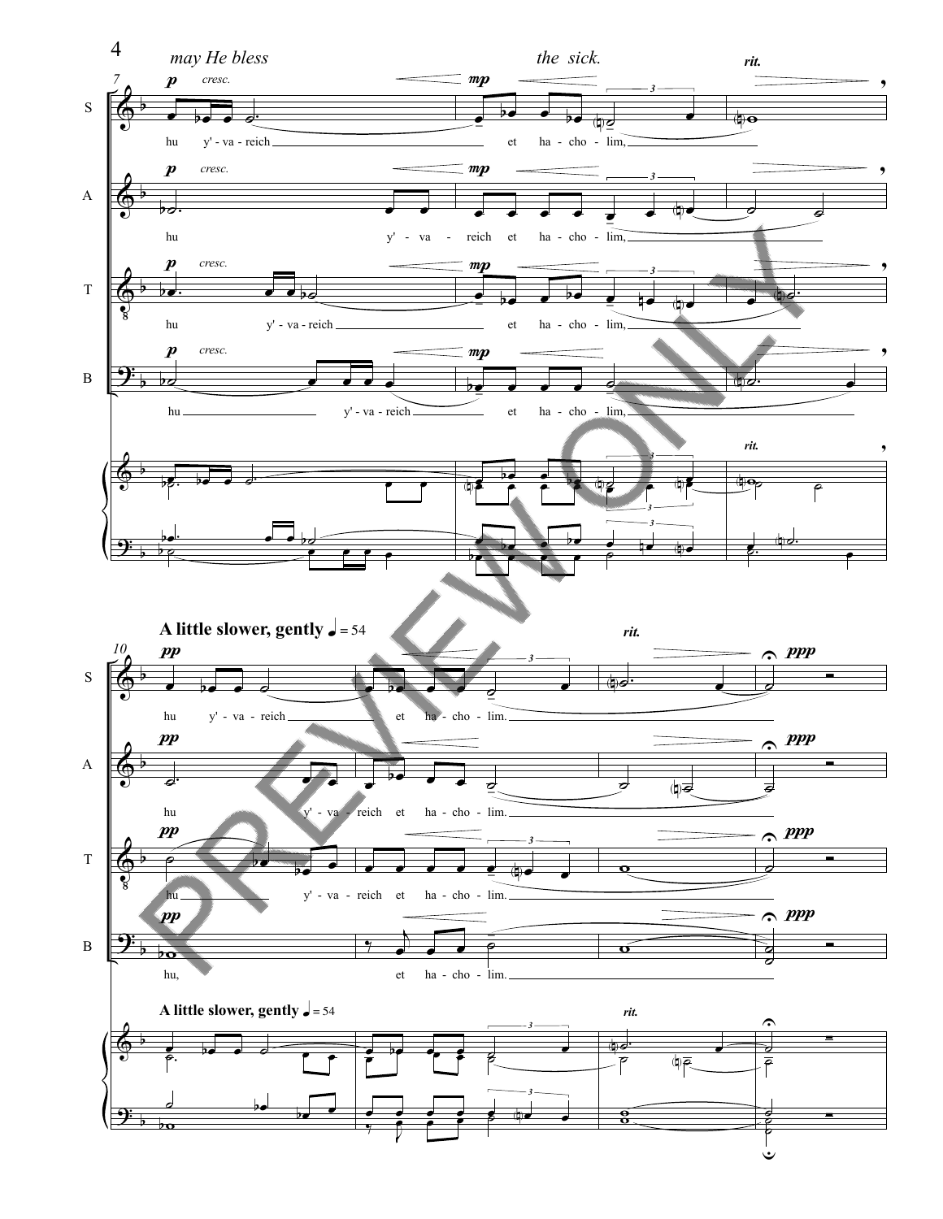*may He bless* *the sick.*

hu y' - va - reich et ha - cho - lim,

hu y' - va - reich et ha - cho - lim,

hu y' - va - reich et ha - cho - lim,

hu y' - va - reich et ha - cho - lim,

**A little slower, gently** ♩ = 54

hu y' - va - reich et ha - cho - lim.

hu y' - va - reich et ha - cho - lim.

hu y' - va - reich et ha - cho - lim.

hu, et ha - cho - lim.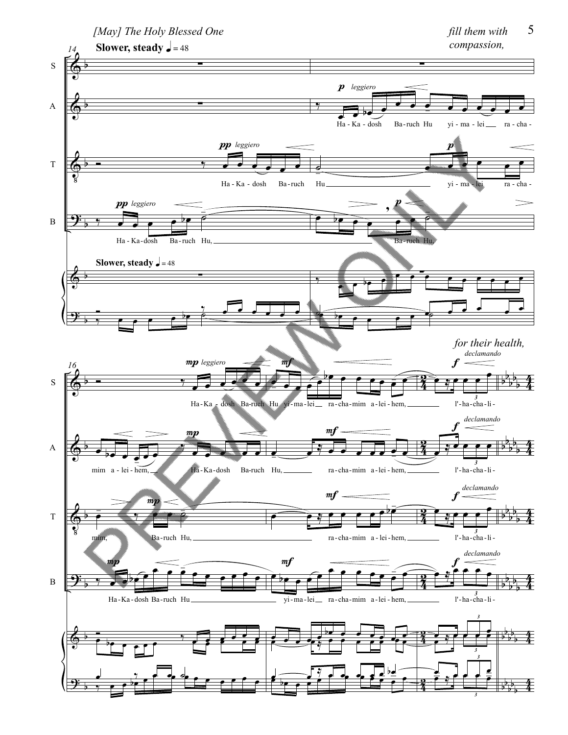*[May] The Holy Blessed One* *fill them with compassion,*

**Slower, steady** ♩ = 48

S

A — Ha - Ka - dosh Ba - ruch Hu yi - ma - lei ra - cha - mim a - lei - hem, Ha - Ka - dosh Ba - ruch Hu, ra - cha - mim a - lei - hem, l'- ha - cha - li -

T — Ha - Ka - dosh Ba - ruch Hu yi - ma - lei ra - cha - mim, Ba - ruch Hu, ra - cha - mim a - lei - hem, l'- ha - cha - li -

B — Ha - Ka - dosh Ba - ruch Hu, Ba - ruch Hu, Ha - Ka - dosh Ba - ruch Hu yi - ma - lei ra - cha - mim a - lei - hem, l'- ha - cha - li -

*for their health,*

S — Ha - Ka - dosh Ba - ruch Hu yi - ma - lei ra - cha - mim a - lei - hem, l'- ha - cha - li -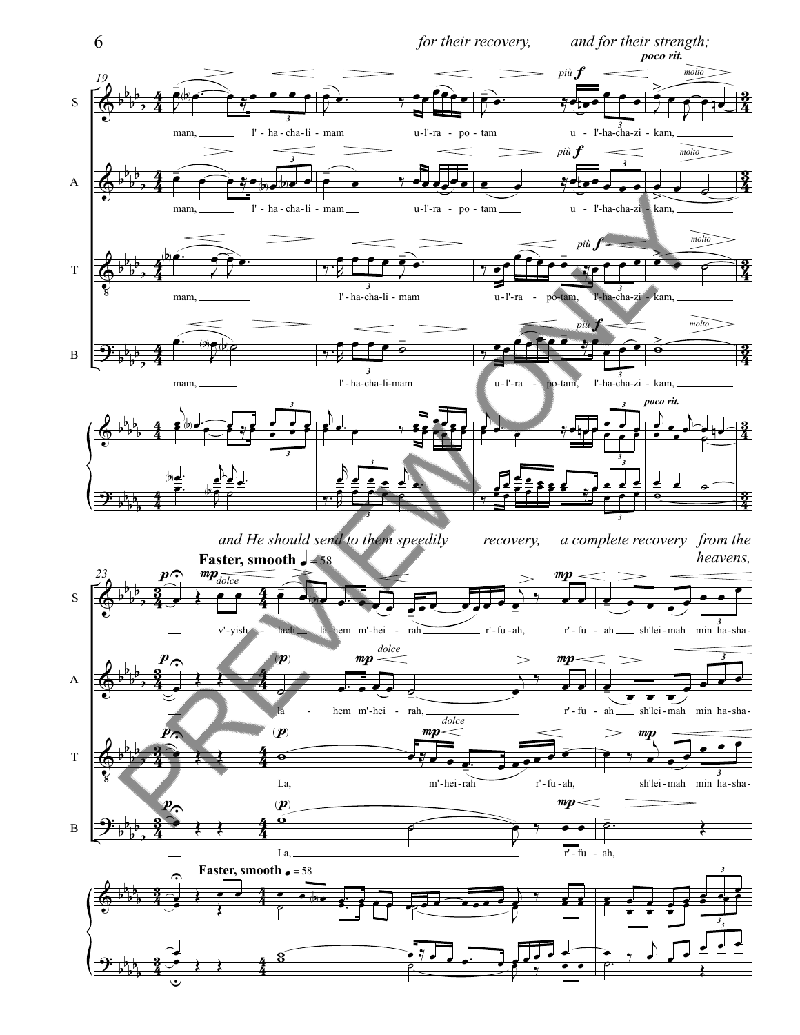*for their recovery, and for their strength;*

*and He should send to them speedily recovery, a complete recovery from the heavens,*

**Faster, smooth** ♩ = 58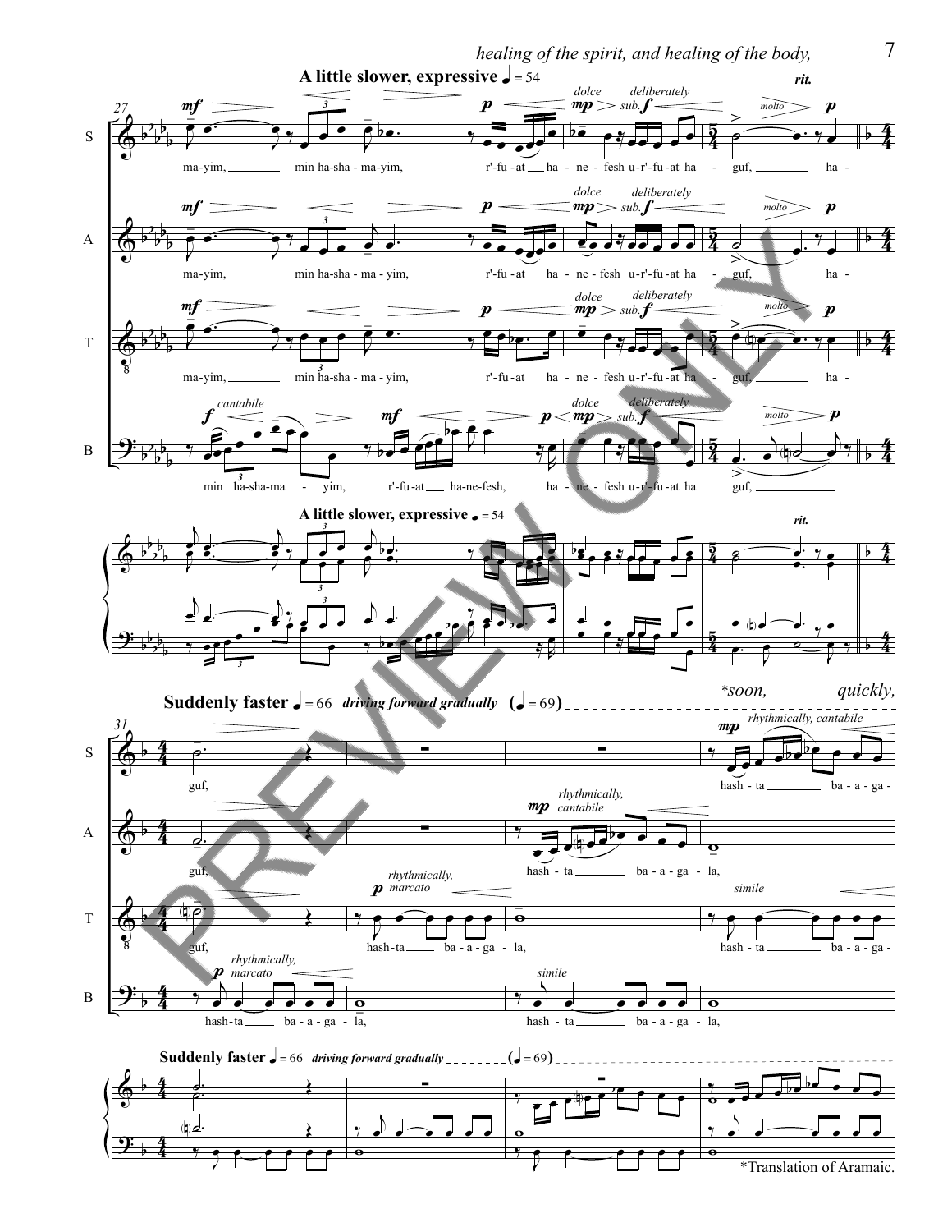*healing of the spirit, and healing of the body,*

**A little slower, expressive** ♩ = 54

ma-yim, min ha-sha-ma-yim, r'-fu-at ha-ne-fesh u-r'-fu-at ha-guf, ha-

*rit.*

**Suddenly faster** ♩ = 66 *driving forward gradually* (♩ = 69)

*soon, quickly,*

guf, hash-ta ba-a-ga-la,

*Translation of Aramaic.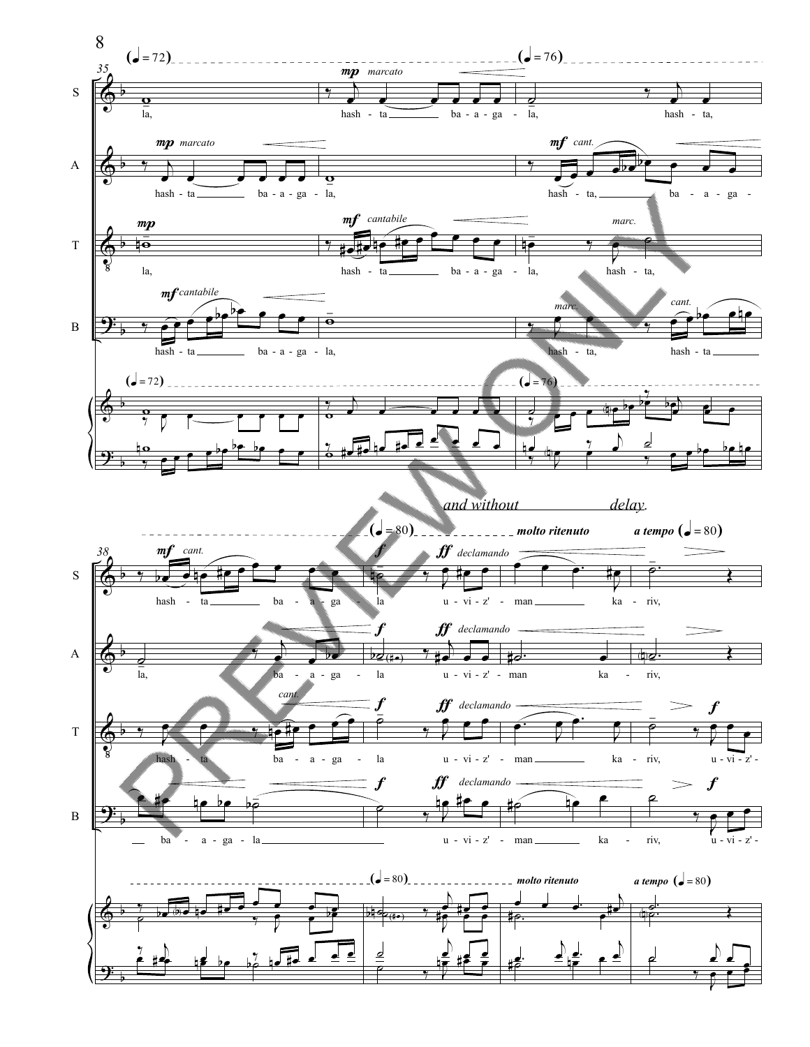(♩ = 72) (♩ = 76)

35

S: la, — *mp* *marcato* hash - ta ba - a - ga - la, hash - ta,

A: *mp* *marcato* hash - ta ba - a - ga - la, — *mf* *cant.* hash - ta, ba - a - ga -

T: *mp* la, — *mf* *cantabile* hash - ta ba - a - ga - la, — *marc.* hash - ta,

B: *mf* *cantabile* hash - ta ba - a - ga - la, — *marc.* hash - ta, — *cant.* hash - ta

*and without delay.*

(♩ = 80) *molto ritenuto* *a tempo* (♩ = 80)

38

S: *mf* *cant.* hash - ta ba - a - ga - la — *f* *ff* *declamando* u - vi - z' - man ka - riv,

A: la, ba - a - ga - la — *f* *ff* *declamando* u - vi - z' - man ka - riv,

T: hash - ta — *cant.* ba - a - ga - la — *f* *ff* *declamando* u - vi - z' - man ka - riv, — *f* u - vi - z' -

B: ba - a - ga - la — *f* *ff* *declamando* u - vi - z' - man ka - riv, — *f* u - vi - z' -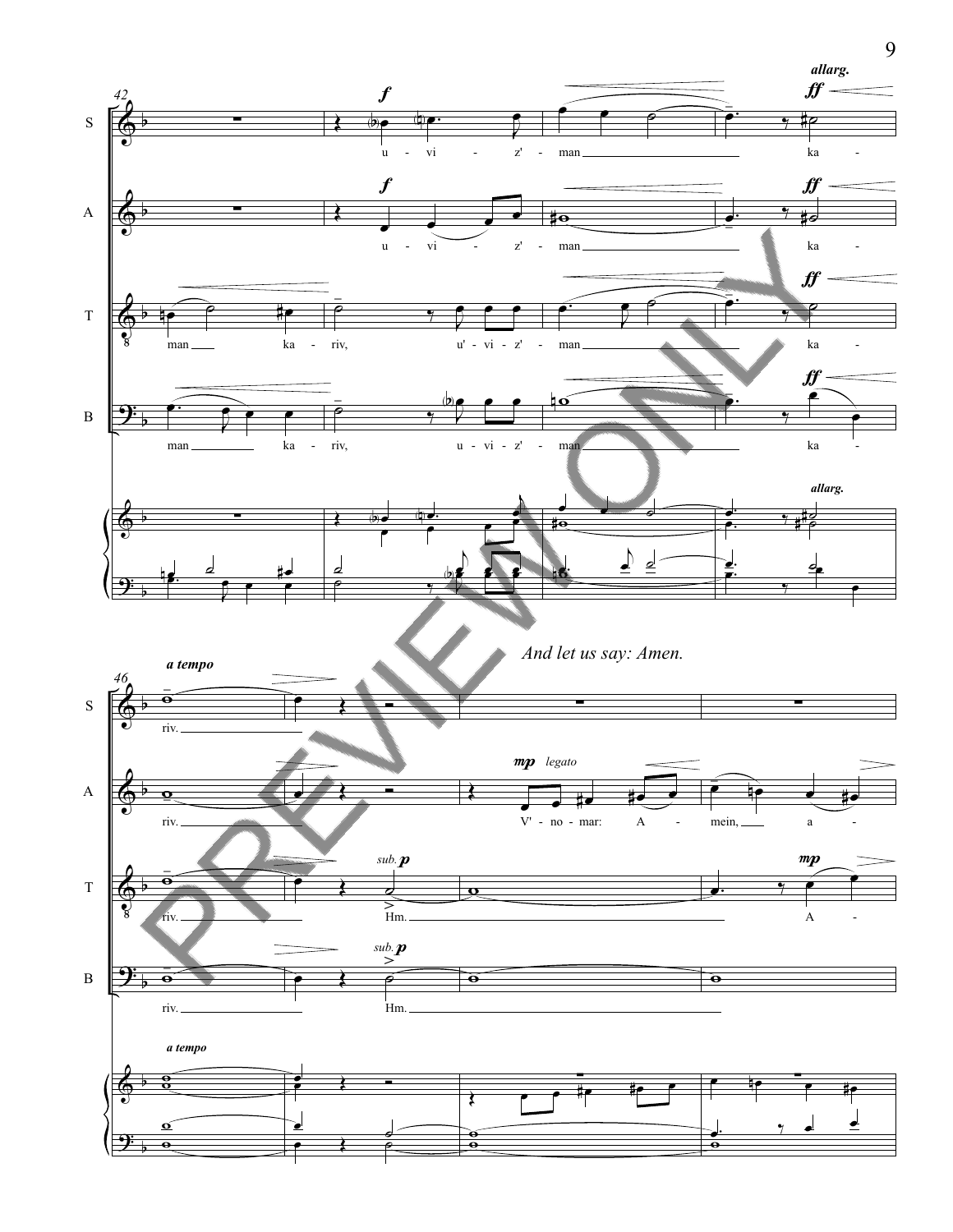*And let us say: Amen.*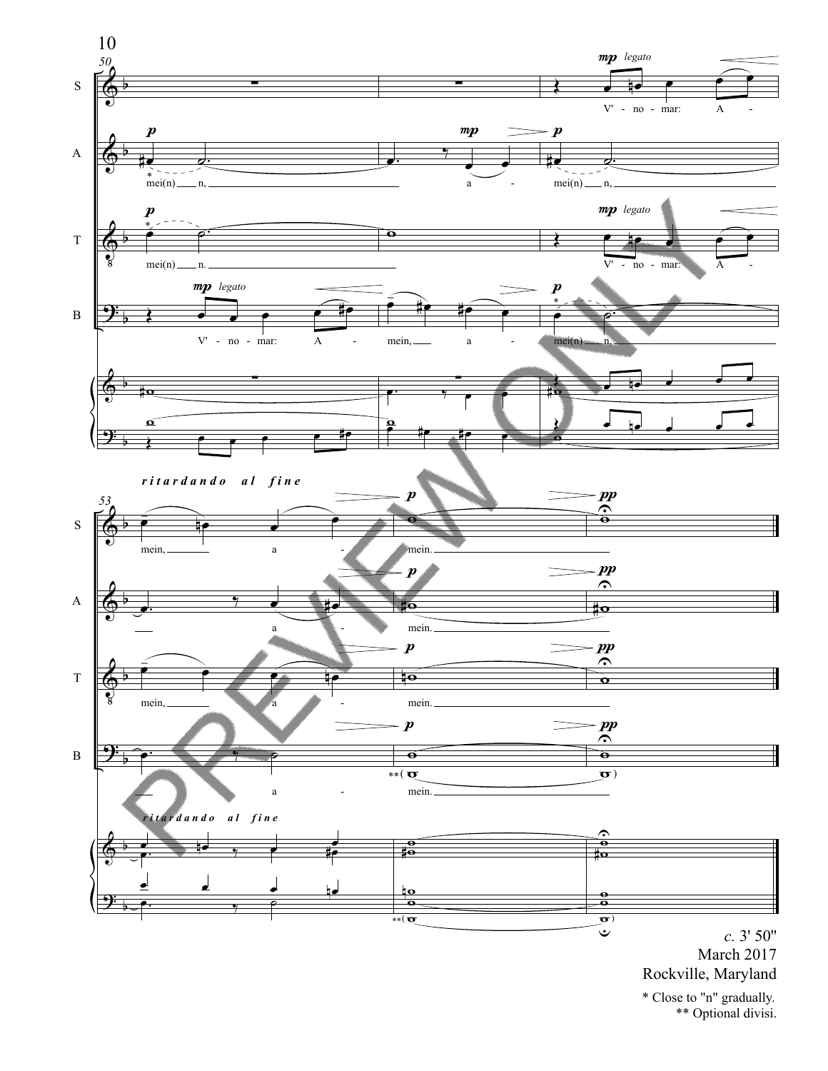c. 3' 50"
March 2017
Rockville, Maryland

* Close to "n" gradually.
** Optional divisi.